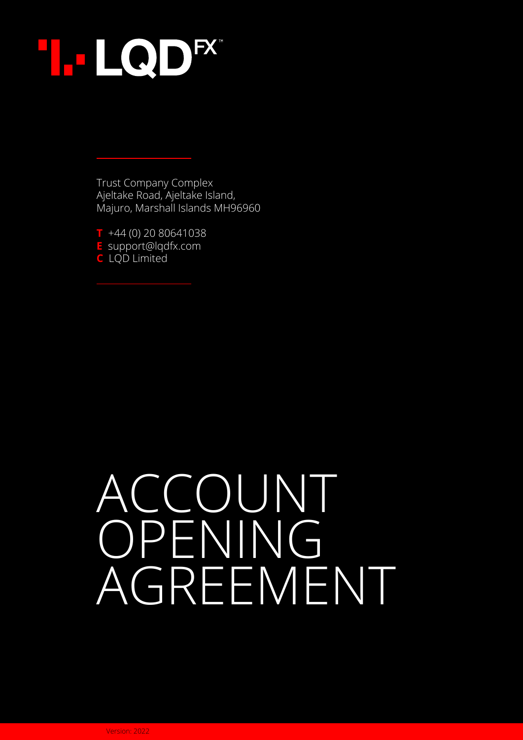LQD FX™

Trust Company Complex
Ajeltake Road, Ajeltake Island,
Majuro, Marshall Islands MH96960

**T** +44 (0) 20 80641038
**E** support@lqdfx.com
**C** LQD Limited

# ACCOUNT OPENING AGREEMENT

Version: 2022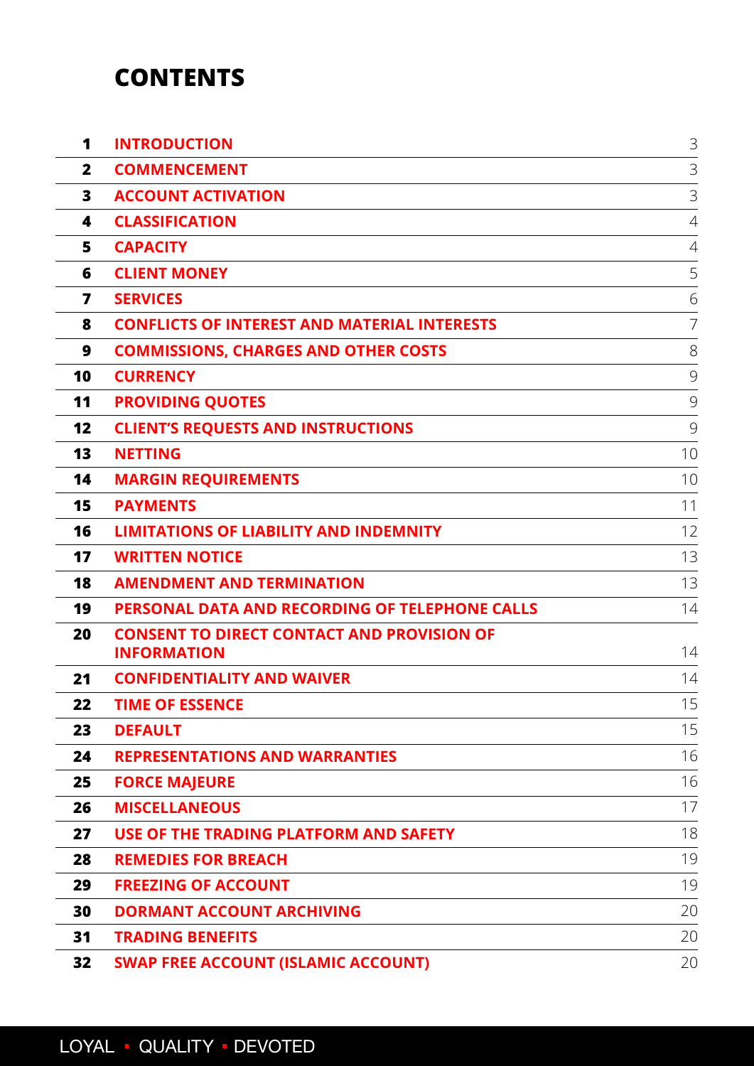# CONTENTS

| | | |
|---|---|---|
| **1** | **INTRODUCTION** | 3 |
| **2** | **COMMENCEMENT** | 3 |
| **3** | **ACCOUNT ACTIVATION** | 3 |
| **4** | **CLASSIFICATION** | 4 |
| **5** | **CAPACITY** | 4 |
| **6** | **CLIENT MONEY** | 5 |
| **7** | **SERVICES** | 6 |
| **8** | **CONFLICTS OF INTEREST AND MATERIAL INTERESTS** | 7 |
| **9** | **COMMISSIONS, CHARGES AND OTHER COSTS** | 8 |
| **10** | **CURRENCY** | 9 |
| **11** | **PROVIDING QUOTES** | 9 |
| **12** | **CLIENT'S REQUESTS AND INSTRUCTIONS** | 9 |
| **13** | **NETTING** | 10 |
| **14** | **MARGIN REQUIREMENTS** | 10 |
| **15** | **PAYMENTS** | 11 |
| **16** | **LIMITATIONS OF LIABILITY AND INDEMNITY** | 12 |
| **17** | **WRITTEN NOTICE** | 13 |
| **18** | **AMENDMENT AND TERMINATION** | 13 |
| **19** | **PERSONAL DATA AND RECORDING OF TELEPHONE CALLS** | 14 |
| **20** | **CONSENT TO DIRECT CONTACT AND PROVISION OF INFORMATION** | 14 |
| **21** | **CONFIDENTIALITY AND WAIVER** | 14 |
| **22** | **TIME OF ESSENCE** | 15 |
| **23** | **DEFAULT** | 15 |
| **24** | **REPRESENTATIONS AND WARRANTIES** | 16 |
| **25** | **FORCE MAJEURE** | 16 |
| **26** | **MISCELLANEOUS** | 17 |
| **27** | **USE OF THE TRADING PLATFORM AND SAFETY** | 18 |
| **28** | **REMEDIES FOR BREACH** | 19 |
| **29** | **FREEZING OF ACCOUNT** | 19 |
| **30** | **DORMANT ACCOUNT ARCHIVING** | 20 |
| **31** | **TRADING BENEFITS** | 20 |
| **32** | **SWAP FREE ACCOUNT (ISLAMIC ACCOUNT)** | 20 |

LOYAL ▪ QUALITY ▪ DEVOTED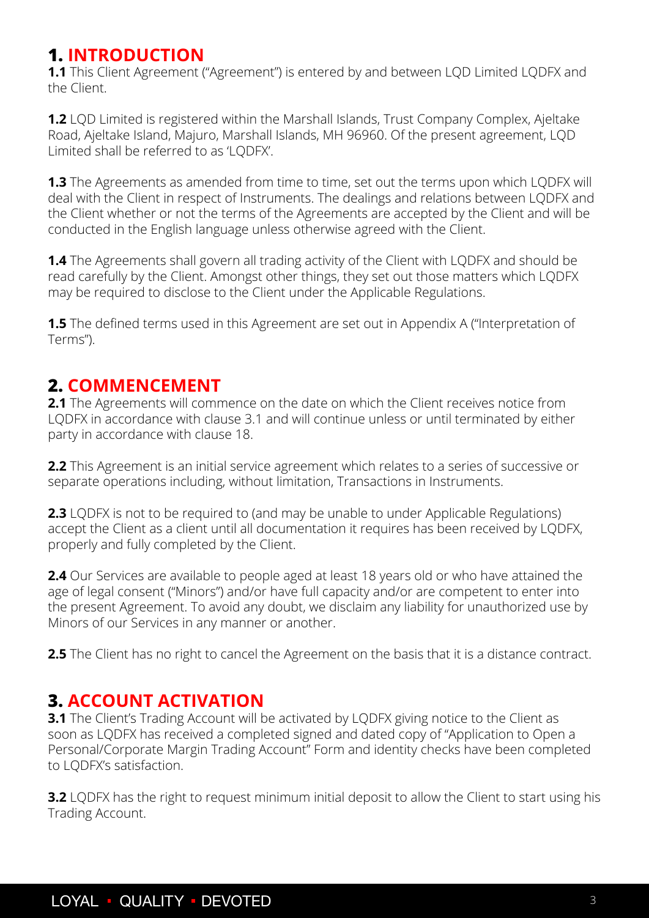## 1. INTRODUCTION

**1.1** This Client Agreement ("Agreement") is entered by and between LQD Limited LQDFX and the Client.

**1.2** LQD Limited is registered within the Marshall Islands, Trust Company Complex, Ajeltake Road, Ajeltake Island, Majuro, Marshall Islands, MH 96960. Of the present agreement, LQD Limited shall be referred to as 'LQDFX'.

**1.3** The Agreements as amended from time to time, set out the terms upon which LQDFX will deal with the Client in respect of Instruments. The dealings and relations between LQDFX and the Client whether or not the terms of the Agreements are accepted by the Client and will be conducted in the English language unless otherwise agreed with the Client.

**1.4** The Agreements shall govern all trading activity of the Client with LQDFX and should be read carefully by the Client. Amongst other things, they set out those matters which LQDFX may be required to disclose to the Client under the Applicable Regulations.

**1.5** The defined terms used in this Agreement are set out in Appendix A ("Interpretation of Terms").

## 2. COMMENCEMENT

**2.1** The Agreements will commence on the date on which the Client receives notice from LQDFX in accordance with clause 3.1 and will continue unless or until terminated by either party in accordance with clause 18.

**2.2** This Agreement is an initial service agreement which relates to a series of successive or separate operations including, without limitation, Transactions in Instruments.

**2.3** LQDFX is not to be required to (and may be unable to under Applicable Regulations) accept the Client as a client until all documentation it requires has been received by LQDFX, properly and fully completed by the Client.

**2.4** Our Services are available to people aged at least 18 years old or who have attained the age of legal consent ("Minors") and/or have full capacity and/or are competent to enter into the present Agreement. To avoid any doubt, we disclaim any liability for unauthorized use by Minors of our Services in any manner or another.

**2.5** The Client has no right to cancel the Agreement on the basis that it is a distance contract.

## 3. ACCOUNT ACTIVATION

**3.1** The Client's Trading Account will be activated by LQDFX giving notice to the Client as soon as LQDFX has received a completed signed and dated copy of "Application to Open a Personal/Corporate Margin Trading Account" Form and identity checks have been completed to LQDFX's satisfaction.

**3.2** LQDFX has the right to request minimum initial deposit to allow the Client to start using his Trading Account.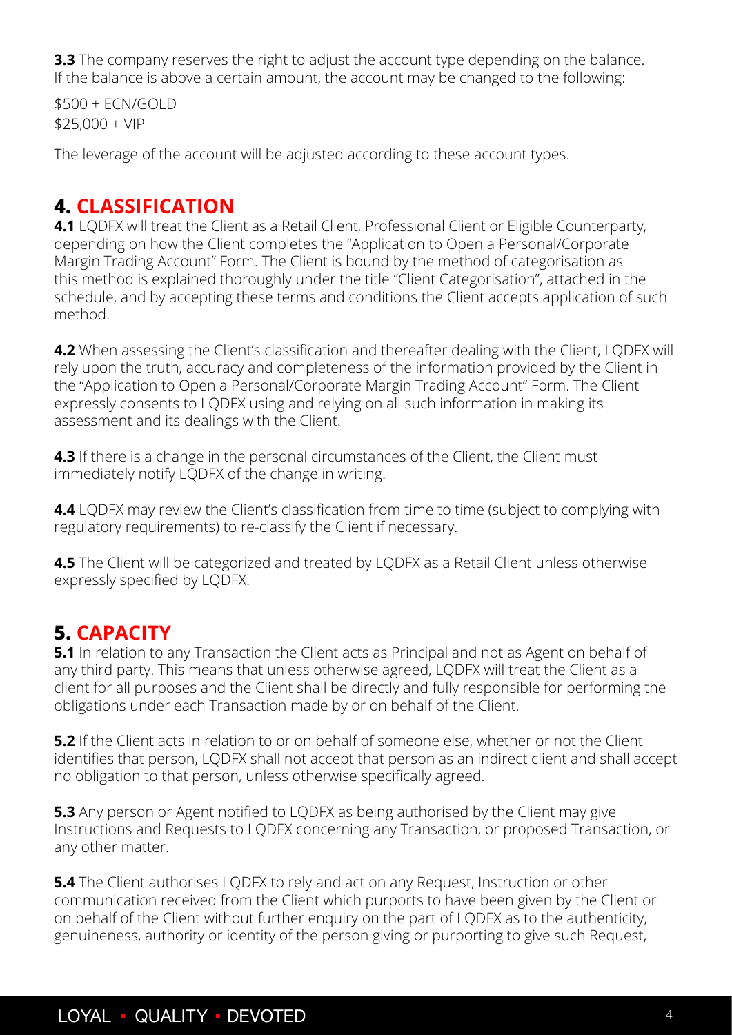**3.3** The company reserves the right to adjust the account type depending on the balance. If the balance is above a certain amount, the account may be changed to the following:

$500 + ECN/GOLD
$25,000 + VIP

The leverage of the account will be adjusted according to these account types.

## 4. CLASSIFICATION

**4.1** LQDFX will treat the Client as a Retail Client, Professional Client or Eligible Counterparty, depending on how the Client completes the "Application to Open a Personal/Corporate Margin Trading Account" Form. The Client is bound by the method of categorisation as this method is explained thoroughly under the title "Client Categorisation", attached in the schedule, and by accepting these terms and conditions the Client accepts application of such method.

**4.2** When assessing the Client's classification and thereafter dealing with the Client, LQDFX will rely upon the truth, accuracy and completeness of the information provided by the Client in the "Application to Open a Personal/Corporate Margin Trading Account" Form. The Client expressly consents to LQDFX using and relying on all such information in making its assessment and its dealings with the Client.

**4.3** If there is a change in the personal circumstances of the Client, the Client must immediately notify LQDFX of the change in writing.

**4.4** LQDFX may review the Client's classification from time to time (subject to complying with regulatory requirements) to re-classify the Client if necessary.

**4.5** The Client will be categorized and treated by LQDFX as a Retail Client unless otherwise expressly specified by LQDFX.

## 5. CAPACITY

**5.1** In relation to any Transaction the Client acts as Principal and not as Agent on behalf of any third party. This means that unless otherwise agreed, LQDFX will treat the Client as a client for all purposes and the Client shall be directly and fully responsible for performing the obligations under each Transaction made by or on behalf of the Client.

**5.2** If the Client acts in relation to or on behalf of someone else, whether or not the Client identifies that person, LQDFX shall not accept that person as an indirect client and shall accept no obligation to that person, unless otherwise specifically agreed.

**5.3** Any person or Agent notified to LQDFX as being authorised by the Client may give Instructions and Requests to LQDFX concerning any Transaction, or proposed Transaction, or any other matter.

**5.4** The Client authorises LQDFX to rely and act on any Request, Instruction or other communication received from the Client which purports to have been given by the Client or on behalf of the Client without further enquiry on the part of LQDFX as to the authenticity, genuineness, authority or identity of the person giving or purporting to give such Request,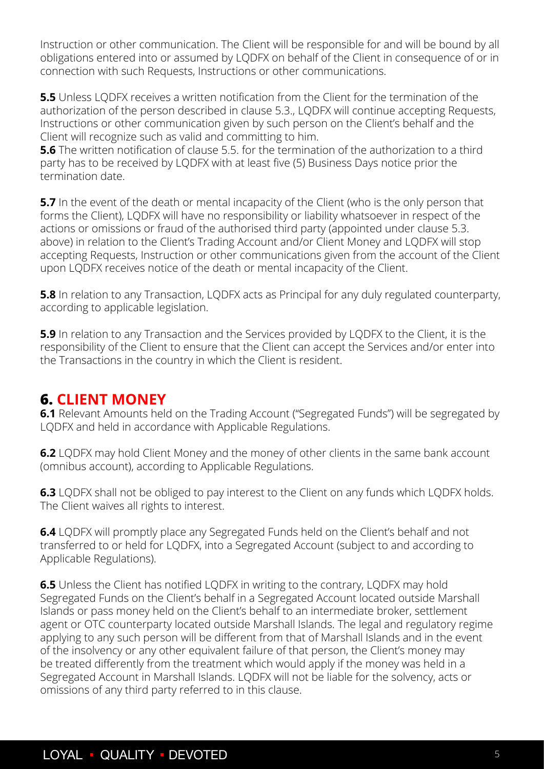Instruction or other communication. The Client will be responsible for and will be bound by all obligations entered into or assumed by LQDFX on behalf of the Client in consequence of or in connection with such Requests, Instructions or other communications.

**5.5** Unless LQDFX receives a written notification from the Client for the termination of the authorization of the person described in clause 5.3., LQDFX will continue accepting Requests, Instructions or other communication given by such person on the Client's behalf and the Client will recognize such as valid and committing to him.

**5.6** The written notification of clause 5.5. for the termination of the authorization to a third party has to be received by LQDFX with at least five (5) Business Days notice prior the termination date.

**5.7** In the event of the death or mental incapacity of the Client (who is the only person that forms the Client), LQDFX will have no responsibility or liability whatsoever in respect of the actions or omissions or fraud of the authorised third party (appointed under clause 5.3. above) in relation to the Client's Trading Account and/or Client Money and LQDFX will stop accepting Requests, Instruction or other communications given from the account of the Client upon LQDFX receives notice of the death or mental incapacity of the Client.

**5.8** In relation to any Transaction, LQDFX acts as Principal for any duly regulated counterparty, according to applicable legislation.

**5.9** In relation to any Transaction and the Services provided by LQDFX to the Client, it is the responsibility of the Client to ensure that the Client can accept the Services and/or enter into the Transactions in the country in which the Client is resident.

## 6. CLIENT MONEY

**6.1** Relevant Amounts held on the Trading Account ("Segregated Funds") will be segregated by LQDFX and held in accordance with Applicable Regulations.

**6.2** LQDFX may hold Client Money and the money of other clients in the same bank account (omnibus account), according to Applicable Regulations.

**6.3** LQDFX shall not be obliged to pay interest to the Client on any funds which LQDFX holds. The Client waives all rights to interest.

**6.4** LQDFX will promptly place any Segregated Funds held on the Client's behalf and not transferred to or held for LQDFX, into a Segregated Account (subject to and according to Applicable Regulations).

**6.5** Unless the Client has notified LQDFX in writing to the contrary, LQDFX may hold Segregated Funds on the Client's behalf in a Segregated Account located outside Marshall Islands or pass money held on the Client's behalf to an intermediate broker, settlement agent or OTC counterparty located outside Marshall Islands. The legal and regulatory regime applying to any such person will be different from that of Marshall Islands and in the event of the insolvency or any other equivalent failure of that person, the Client's money may be treated differently from the treatment which would apply if the money was held in a Segregated Account in Marshall Islands. LQDFX will not be liable for the solvency, acts or omissions of any third party referred to in this clause.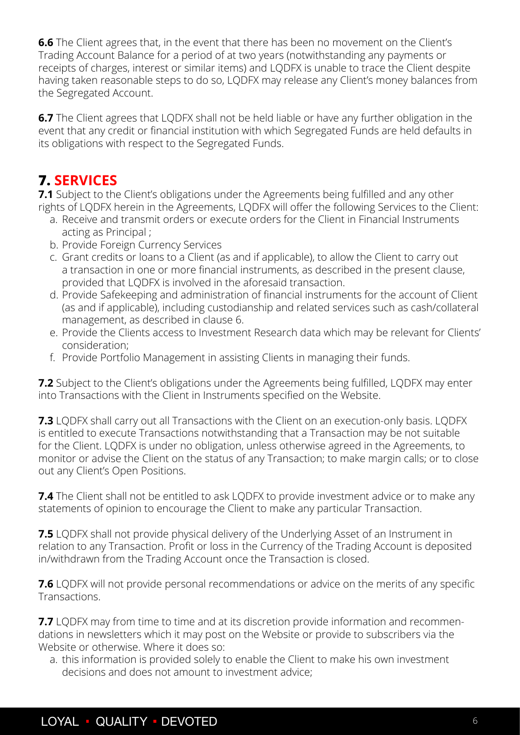**6.6** The Client agrees that, in the event that there has been no movement on the Client's Trading Account Balance for a period of at two years (notwithstanding any payments or receipts of charges, interest or similar items) and LQDFX is unable to trace the Client despite having taken reasonable steps to do so, LQDFX may release any Client's money balances from the Segregated Account.

**6.7** The Client agrees that LQDFX shall not be held liable or have any further obligation in the event that any credit or financial institution with which Segregated Funds are held defaults in its obligations with respect to the Segregated Funds.

## 7. SERVICES

**7.1** Subject to the Client's obligations under the Agreements being fulfilled and any other rights of LQDFX herein in the Agreements, LQDFX will offer the following Services to the Client:

a. Receive and transmit orders or execute orders for the Client in Financial Instruments acting as Principal ;
b. Provide Foreign Currency Services
c. Grant credits or loans to a Client (as and if applicable), to allow the Client to carry out a transaction in one or more financial instruments, as described in the present clause, provided that LQDFX is involved in the aforesaid transaction.
d. Provide Safekeeping and administration of financial instruments for the account of Client (as and if applicable), including custodianship and related services such as cash/collateral management, as described in clause 6.
e. Provide the Clients access to Investment Research data which may be relevant for Clients' consideration;
f. Provide Portfolio Management in assisting Clients in managing their funds.

**7.2** Subject to the Client's obligations under the Agreements being fulfilled, LQDFX may enter into Transactions with the Client in Instruments specified on the Website.

**7.3** LQDFX shall carry out all Transactions with the Client on an execution-only basis. LQDFX is entitled to execute Transactions notwithstanding that a Transaction may be not suitable for the Client. LQDFX is under no obligation, unless otherwise agreed in the Agreements, to monitor or advise the Client on the status of any Transaction; to make margin calls; or to close out any Client's Open Positions.

**7.4** The Client shall not be entitled to ask LQDFX to provide investment advice or to make any statements of opinion to encourage the Client to make any particular Transaction.

**7.5** LQDFX shall not provide physical delivery of the Underlying Asset of an Instrument in relation to any Transaction. Profit or loss in the Currency of the Trading Account is deposited in/withdrawn from the Trading Account once the Transaction is closed.

**7.6** LQDFX will not provide personal recommendations or advice on the merits of any specific Transactions.

**7.7** LQDFX may from time to time and at its discretion provide information and recommendations in newsletters which it may post on the Website or provide to subscribers via the Website or otherwise. Where it does so:

a. this information is provided solely to enable the Client to make his own investment decisions and does not amount to investment advice;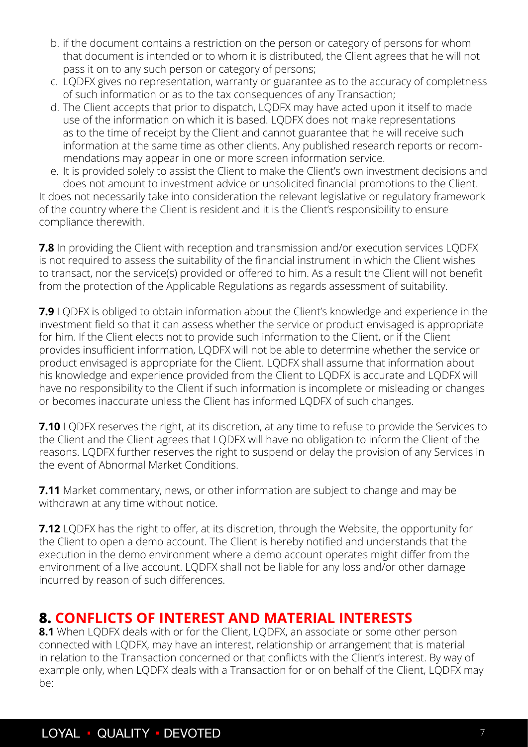b. if the document contains a restriction on the person or category of persons for whom that document is intended or to whom it is distributed, the Client agrees that he will not pass it on to any such person or category of persons;

c. LQDFX gives no representation, warranty or guarantee as to the accuracy of completness of such information or as to the tax consequences of any Transaction;

d. The Client accepts that prior to dispatch, LQDFX may have acted upon it itself to made use of the information on which it is based. LQDFX does not make representations as to the time of receipt by the Client and cannot guarantee that he will receive such information at the same time as other clients. Any published research reports or recommendations may appear in one or more screen information service.

e. It is provided solely to assist the Client to make the Client's own investment decisions and does not amount to investment advice or unsolicited financial promotions to the Client.

It does not necessarily take into consideration the relevant legislative or regulatory framework of the country where the Client is resident and it is the Client's responsibility to ensure compliance therewith.

**7.8** In providing the Client with reception and transmission and/or execution services LQDFX is not required to assess the suitability of the financial instrument in which the Client wishes to transact, nor the service(s) provided or offered to him. As a result the Client will not benefit from the protection of the Applicable Regulations as regards assessment of suitability.

**7.9** LQDFX is obliged to obtain information about the Client's knowledge and experience in the investment field so that it can assess whether the service or product envisaged is appropriate for him. If the Client elects not to provide such information to the Client, or if the Client provides insufficient information, LQDFX will not be able to determine whether the service or product envisaged is appropriate for the Client. LQDFX shall assume that information about his knowledge and experience provided from the Client to LQDFX is accurate and LQDFX will have no responsibility to the Client if such information is incomplete or misleading or changes or becomes inaccurate unless the Client has informed LQDFX of such changes.

**7.10** LQDFX reserves the right, at its discretion, at any time to refuse to provide the Services to the Client and the Client agrees that LQDFX will have no obligation to inform the Client of the reasons. LQDFX further reserves the right to suspend or delay the provision of any Services in the event of Abnormal Market Conditions.

**7.11** Market commentary, news, or other information are subject to change and may be withdrawn at any time without notice.

**7.12** LQDFX has the right to offer, at its discretion, through the Website, the opportunity for the Client to open a demo account. The Client is hereby notified and understands that the execution in the demo environment where a demo account operates might differ from the environment of a live account. LQDFX shall not be liable for any loss and/or other damage incurred by reason of such differences.

## 8. CONFLICTS OF INTEREST AND MATERIAL INTERESTS

**8.1** When LQDFX deals with or for the Client, LQDFX, an associate or some other person connected with LQDFX, may have an interest, relationship or arrangement that is material in relation to the Transaction concerned or that conflicts with the Client's interest. By way of example only, when LQDFX deals with a Transaction for or on behalf of the Client, LQDFX may be: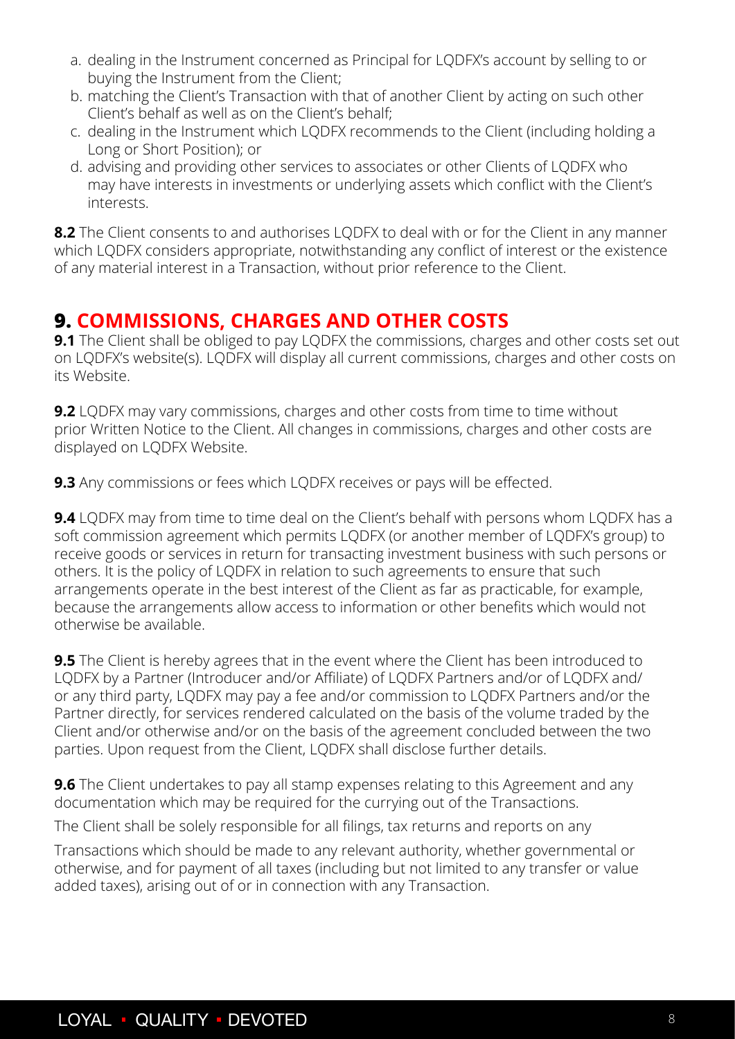a. dealing in the Instrument concerned as Principal for LQDFX's account by selling to or buying the Instrument from the Client;
b. matching the Client's Transaction with that of another Client by acting on such other Client's behalf as well as on the Client's behalf;
c. dealing in the Instrument which LQDFX recommends to the Client (including holding a Long or Short Position); or
d. advising and providing other services to associates or other Clients of LQDFX who may have interests in investments or underlying assets which conflict with the Client's interests.

**8.2** The Client consents to and authorises LQDFX to deal with or for the Client in any manner which LQDFX considers appropriate, notwithstanding any conflict of interest or the existence of any material interest in a Transaction, without prior reference to the Client.

## 9. COMMISSIONS, CHARGES AND OTHER COSTS

**9.1** The Client shall be obliged to pay LQDFX the commissions, charges and other costs set out on LQDFX's website(s). LQDFX will display all current commissions, charges and other costs on its Website.

**9.2** LQDFX may vary commissions, charges and other costs from time to time without prior Written Notice to the Client. All changes in commissions, charges and other costs are displayed on LQDFX Website.

**9.3** Any commissions or fees which LQDFX receives or pays will be effected.

**9.4** LQDFX may from time to time deal on the Client's behalf with persons whom LQDFX has a soft commission agreement which permits LQDFX (or another member of LQDFX's group) to receive goods or services in return for transacting investment business with such persons or others. It is the policy of LQDFX in relation to such agreements to ensure that such arrangements operate in the best interest of the Client as far as practicable, for example, because the arrangements allow access to information or other benefits which would not otherwise be available.

**9.5** The Client is hereby agrees that in the event where the Client has been introduced to LQDFX by a Partner (Introducer and/or Affiliate) of LQDFX Partners and/or of LQDFX and/or any third party, LQDFX may pay a fee and/or commission to LQDFX Partners and/or the Partner directly, for services rendered calculated on the basis of the volume traded by the Client and/or otherwise and/or on the basis of the agreement concluded between the two parties. Upon request from the Client, LQDFX shall disclose further details.

**9.6** The Client undertakes to pay all stamp expenses relating to this Agreement and any documentation which may be required for the currying out of the Transactions.

The Client shall be solely responsible for all filings, tax returns and reports on any

Transactions which should be made to any relevant authority, whether governmental or otherwise, and for payment of all taxes (including but not limited to any transfer or value added taxes), arising out of or in connection with any Transaction.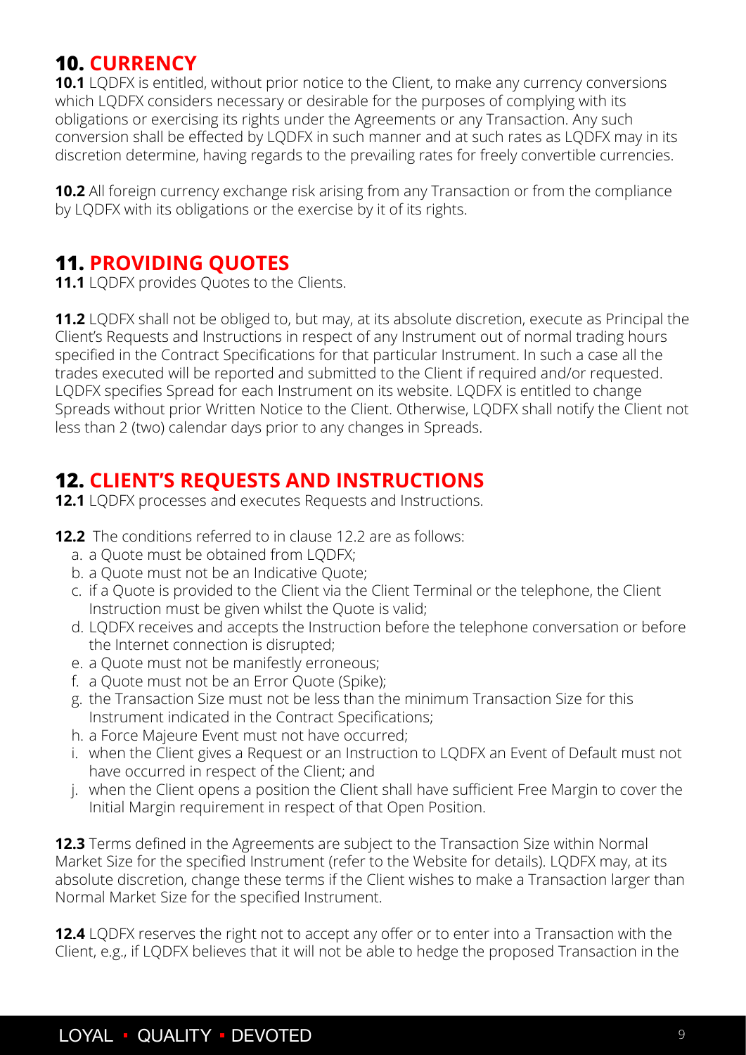## 10. CURRENCY

**10.1** LQDFX is entitled, without prior notice to the Client, to make any currency conversions which LQDFX considers necessary or desirable for the purposes of complying with its obligations or exercising its rights under the Agreements or any Transaction. Any such conversion shall be effected by LQDFX in such manner and at such rates as LQDFX may in its discretion determine, having regards to the prevailing rates for freely convertible currencies.

**10.2** All foreign currency exchange risk arising from any Transaction or from the compliance by LQDFX with its obligations or the exercise by it of its rights.

## 11. PROVIDING QUOTES

**11.1** LQDFX provides Quotes to the Clients.

**11.2** LQDFX shall not be obliged to, but may, at its absolute discretion, execute as Principal the Client's Requests and Instructions in respect of any Instrument out of normal trading hours specified in the Contract Specifications for that particular Instrument. In such a case all the trades executed will be reported and submitted to the Client if required and/or requested. LQDFX specifies Spread for each Instrument on its website. LQDFX is entitled to change Spreads without prior Written Notice to the Client. Otherwise, LQDFX shall notify the Client not less than 2 (two) calendar days prior to any changes in Spreads.

## 12. CLIENT'S REQUESTS AND INSTRUCTIONS

**12.1** LQDFX processes and executes Requests and Instructions.

**12.2** The conditions referred to in clause 12.2 are as follows:

a. a Quote must be obtained from LQDFX;
b. a Quote must not be an Indicative Quote;
c. if a Quote is provided to the Client via the Client Terminal or the telephone, the Client Instruction must be given whilst the Quote is valid;
d. LQDFX receives and accepts the Instruction before the telephone conversation or before the Internet connection is disrupted;
e. a Quote must not be manifestly erroneous;
f. a Quote must not be an Error Quote (Spike);
g. the Transaction Size must not be less than the minimum Transaction Size for this Instrument indicated in the Contract Specifications;
h. a Force Majeure Event must not have occurred;
i. when the Client gives a Request or an Instruction to LQDFX an Event of Default must not have occurred in respect of the Client; and
j. when the Client opens a position the Client shall have sufficient Free Margin to cover the Initial Margin requirement in respect of that Open Position.

**12.3** Terms defined in the Agreements are subject to the Transaction Size within Normal Market Size for the specified Instrument (refer to the Website for details). LQDFX may, at its absolute discretion, change these terms if the Client wishes to make a Transaction larger than Normal Market Size for the specified Instrument.

**12.4** LQDFX reserves the right not to accept any offer or to enter into a Transaction with the Client, e.g., if LQDFX believes that it will not be able to hedge the proposed Transaction in the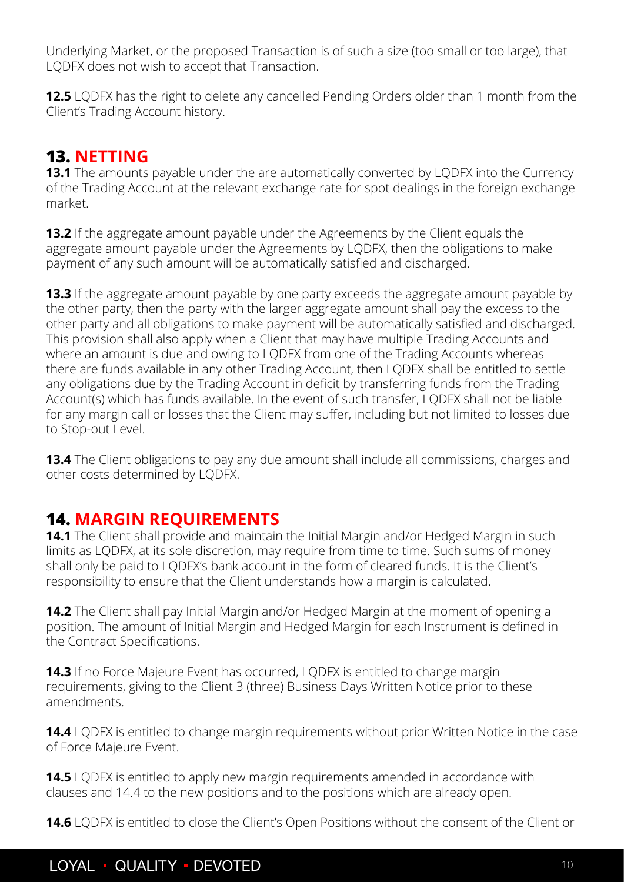Underlying Market, or the proposed Transaction is of such a size (too small or too large), that LQDFX does not wish to accept that Transaction.

**12.5** LQDFX has the right to delete any cancelled Pending Orders older than 1 month from the Client's Trading Account history.

## 13. NETTING

**13.1** The amounts payable under the are automatically converted by LQDFX into the Currency of the Trading Account at the relevant exchange rate for spot dealings in the foreign exchange market.

**13.2** If the aggregate amount payable under the Agreements by the Client equals the aggregate amount payable under the Agreements by LQDFX, then the obligations to make payment of any such amount will be automatically satisfied and discharged.

**13.3** If the aggregate amount payable by one party exceeds the aggregate amount payable by the other party, then the party with the larger aggregate amount shall pay the excess to the other party and all obligations to make payment will be automatically satisfied and discharged. This provision shall also apply when a Client that may have multiple Trading Accounts and where an amount is due and owing to LQDFX from one of the Trading Accounts whereas there are funds available in any other Trading Account, then LQDFX shall be entitled to settle any obligations due by the Trading Account in deficit by transferring funds from the Trading Account(s) which has funds available. In the event of such transfer, LQDFX shall not be liable for any margin call or losses that the Client may suffer, including but not limited to losses due to Stop-out Level.

**13.4** The Client obligations to pay any due amount shall include all commissions, charges and other costs determined by LQDFX.

## 14. MARGIN REQUIREMENTS

**14.1** The Client shall provide and maintain the Initial Margin and/or Hedged Margin in such limits as LQDFX, at its sole discretion, may require from time to time. Such sums of money shall only be paid to LQDFX's bank account in the form of cleared funds. It is the Client's responsibility to ensure that the Client understands how a margin is calculated.

**14.2** The Client shall pay Initial Margin and/or Hedged Margin at the moment of opening a position. The amount of Initial Margin and Hedged Margin for each Instrument is defined in the Contract Specifications.

**14.3** If no Force Majeure Event has occurred, LQDFX is entitled to change margin requirements, giving to the Client 3 (three) Business Days Written Notice prior to these amendments.

**14.4** LQDFX is entitled to change margin requirements without prior Written Notice in the case of Force Majeure Event.

**14.5** LQDFX is entitled to apply new margin requirements amended in accordance with clauses and 14.4 to the new positions and to the positions which are already open.

**14.6** LQDFX is entitled to close the Client's Open Positions without the consent of the Client or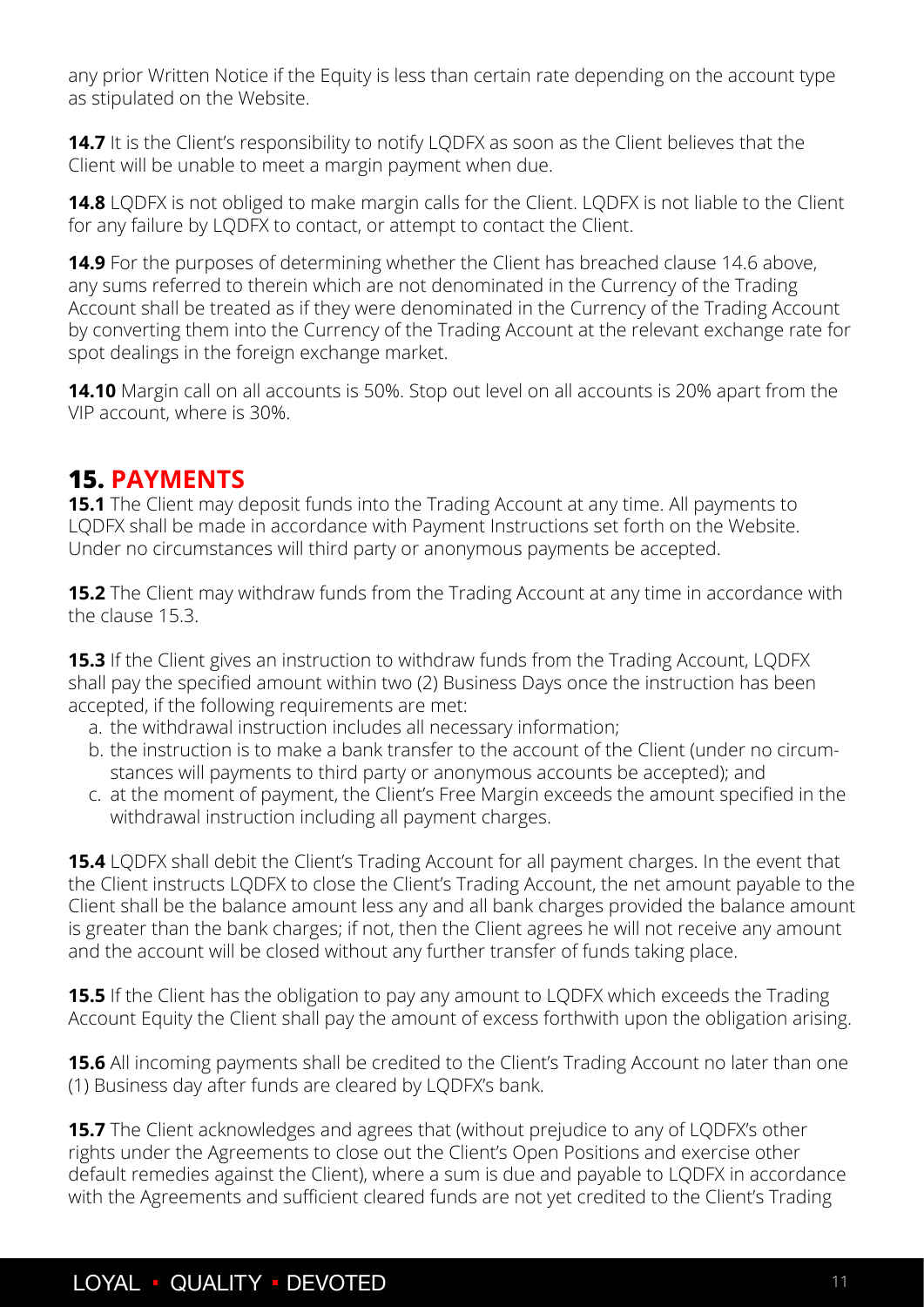any prior Written Notice if the Equity is less than certain rate depending on the account type as stipulated on the Website.

**14.7** It is the Client's responsibility to notify LQDFX as soon as the Client believes that the Client will be unable to meet a margin payment when due.

**14.8** LQDFX is not obliged to make margin calls for the Client. LQDFX is not liable to the Client for any failure by LQDFX to contact, or attempt to contact the Client.

**14.9** For the purposes of determining whether the Client has breached clause 14.6 above, any sums referred to therein which are not denominated in the Currency of the Trading Account shall be treated as if they were denominated in the Currency of the Trading Account by converting them into the Currency of the Trading Account at the relevant exchange rate for spot dealings in the foreign exchange market.

**14.10** Margin call on all accounts is 50%. Stop out level on all accounts is 20% apart from the VIP account, where is 30%.

## 15. PAYMENTS

**15.1** The Client may deposit funds into the Trading Account at any time. All payments to LQDFX shall be made in accordance with Payment Instructions set forth on the Website. Under no circumstances will third party or anonymous payments be accepted.

**15.2** The Client may withdraw funds from the Trading Account at any time in accordance with the clause 15.3.

**15.3** If the Client gives an instruction to withdraw funds from the Trading Account, LQDFX shall pay the specified amount within two (2) Business Days once the instruction has been accepted, if the following requirements are met:

a. the withdrawal instruction includes all necessary information;
b. the instruction is to make a bank transfer to the account of the Client (under no circumstances will payments to third party or anonymous accounts be accepted); and
c. at the moment of payment, the Client's Free Margin exceeds the amount specified in the withdrawal instruction including all payment charges.

**15.4** LQDFX shall debit the Client's Trading Account for all payment charges. In the event that the Client instructs LQDFX to close the Client's Trading Account, the net amount payable to the Client shall be the balance amount less any and all bank charges provided the balance amount is greater than the bank charges; if not, then the Client agrees he will not receive any amount and the account will be closed without any further transfer of funds taking place.

**15.5** If the Client has the obligation to pay any amount to LQDFX which exceeds the Trading Account Equity the Client shall pay the amount of excess forthwith upon the obligation arising.

**15.6** All incoming payments shall be credited to the Client's Trading Account no later than one (1) Business day after funds are cleared by LQDFX's bank.

**15.7** The Client acknowledges and agrees that (without prejudice to any of LQDFX's other rights under the Agreements to close out the Client's Open Positions and exercise other default remedies against the Client), where a sum is due and payable to LQDFX in accordance with the Agreements and sufficient cleared funds are not yet credited to the Client's Trading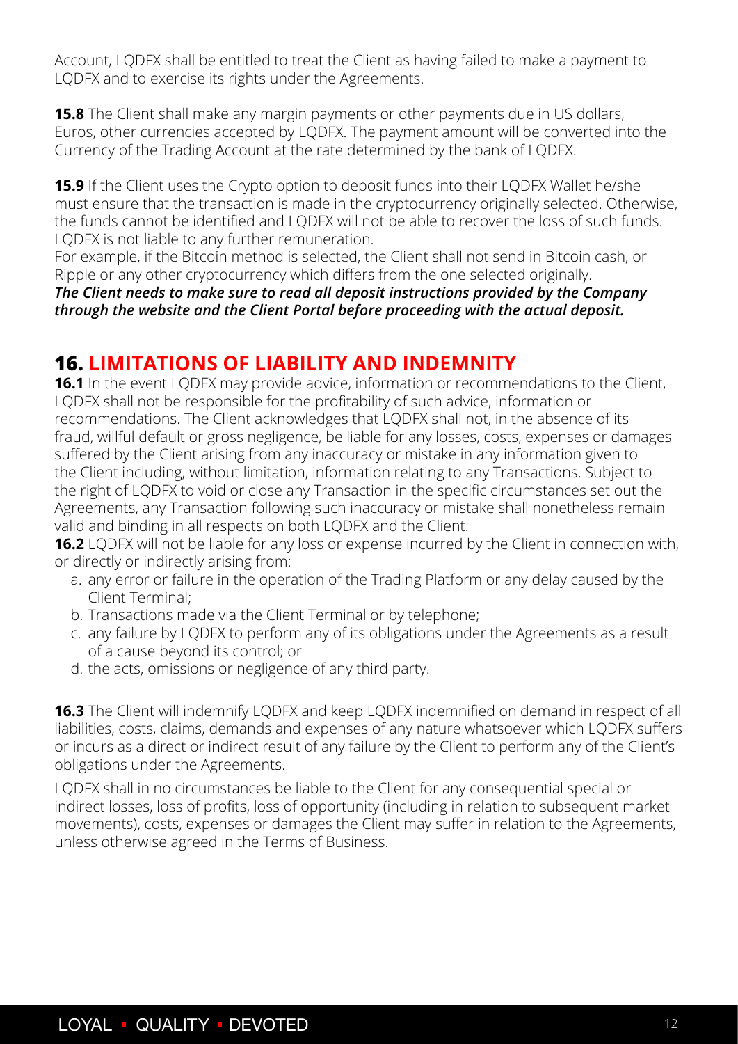Account, LQDFX shall be entitled to treat the Client as having failed to make a payment to LQDFX and to exercise its rights under the Agreements.

**15.8** The Client shall make any margin payments or other payments due in US dollars, Euros, other currencies accepted by LQDFX. The payment amount will be converted into the Currency of the Trading Account at the rate determined by the bank of LQDFX.

**15.9** If the Client uses the Crypto option to deposit funds into their LQDFX Wallet he/she must ensure that the transaction is made in the cryptocurrency originally selected. Otherwise, the funds cannot be identified and LQDFX will not be able to recover the loss of such funds. LQDFX is not liable to any further remuneration.
For example, if the Bitcoin method is selected, the Client shall not send in Bitcoin cash, or Ripple or any other cryptocurrency which differs from the one selected originally.
***The Client needs to make sure to read all deposit instructions provided by the Company through the website and the Client Portal before proceeding with the actual deposit.***

## 16. LIMITATIONS OF LIABILITY AND INDEMNITY

**16.1** In the event LQDFX may provide advice, information or recommendations to the Client, LQDFX shall not be responsible for the profitability of such advice, information or recommendations. The Client acknowledges that LQDFX shall not, in the absence of its fraud, willful default or gross negligence, be liable for any losses, costs, expenses or damages suffered by the Client arising from any inaccuracy or mistake in any information given to the Client including, without limitation, information relating to any Transactions. Subject to the right of LQDFX to void or close any Transaction in the specific circumstances set out the Agreements, any Transaction following such inaccuracy or mistake shall nonetheless remain valid and binding in all respects on both LQDFX and the Client.
**16.2** LQDFX will not be liable for any loss or expense incurred by the Client in connection with, or directly or indirectly arising from:

a. any error or failure in the operation of the Trading Platform or any delay caused by the Client Terminal;
b. Transactions made via the Client Terminal or by telephone;
c. any failure by LQDFX to perform any of its obligations under the Agreements as a result of a cause beyond its control; or
d. the acts, omissions or negligence of any third party.

**16.3** The Client will indemnify LQDFX and keep LQDFX indemnified on demand in respect of all liabilities, costs, claims, demands and expenses of any nature whatsoever which LQDFX suffers or incurs as a direct or indirect result of any failure by the Client to perform any of the Client's obligations under the Agreements.

LQDFX shall in no circumstances be liable to the Client for any consequential special or indirect losses, loss of profits, loss of opportunity (including in relation to subsequent market movements), costs, expenses or damages the Client may suffer in relation to the Agreements, unless otherwise agreed in the Terms of Business.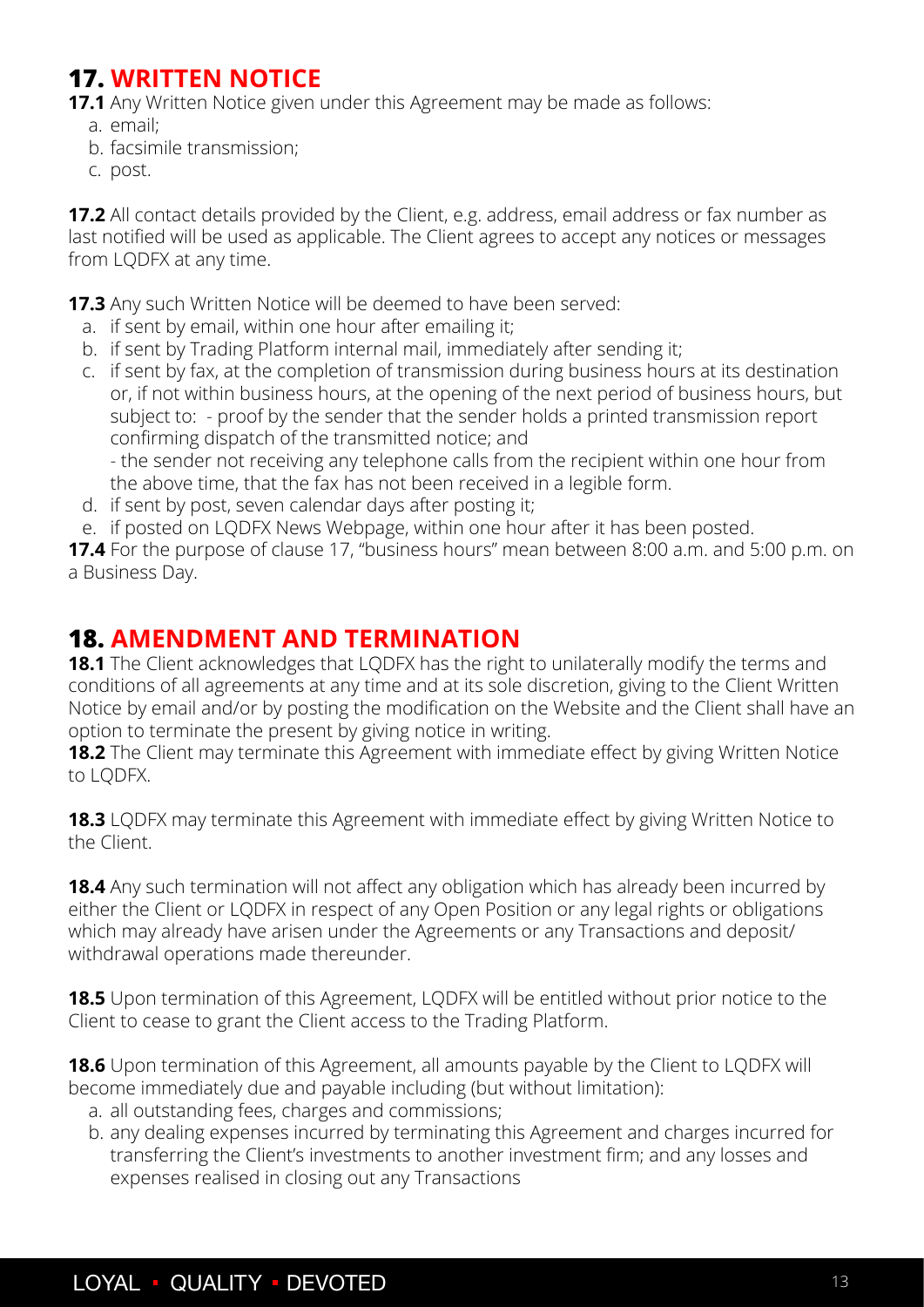## 17. WRITTEN NOTICE

**17.1** Any Written Notice given under this Agreement may be made as follows:

a. email;
b. facsimile transmission;
c. post.

**17.2** All contact details provided by the Client, e.g. address, email address or fax number as last notified will be used as applicable. The Client agrees to accept any notices or messages from LQDFX at any time.

**17.3** Any such Written Notice will be deemed to have been served:

a. if sent by email, within one hour after emailing it;
b. if sent by Trading Platform internal mail, immediately after sending it;
c. if sent by fax, at the completion of transmission during business hours at its destination or, if not within business hours, at the opening of the next period of business hours, but subject to: - proof by the sender that the sender holds a printed transmission report confirming dispatch of the transmitted notice; and
   - the sender not receiving any telephone calls from the recipient within one hour from the above time, that the fax has not been received in a legible form.
d. if sent by post, seven calendar days after posting it;
e. if posted on LQDFX News Webpage, within one hour after it has been posted.

**17.4** For the purpose of clause 17, "business hours" mean between 8:00 a.m. and 5:00 p.m. on a Business Day.

## 18. AMENDMENT AND TERMINATION

**18.1** The Client acknowledges that LQDFX has the right to unilaterally modify the terms and conditions of all agreements at any time and at its sole discretion, giving to the Client Written Notice by email and/or by posting the modification on the Website and the Client shall have an option to terminate the present by giving notice in writing.

**18.2** The Client may terminate this Agreement with immediate effect by giving Written Notice to LQDFX.

**18.3** LQDFX may terminate this Agreement with immediate effect by giving Written Notice to the Client.

**18.4** Any such termination will not affect any obligation which has already been incurred by either the Client or LQDFX in respect of any Open Position or any legal rights or obligations which may already have arisen under the Agreements or any Transactions and deposit/withdrawal operations made thereunder.

**18.5** Upon termination of this Agreement, LQDFX will be entitled without prior notice to the Client to cease to grant the Client access to the Trading Platform.

**18.6** Upon termination of this Agreement, all amounts payable by the Client to LQDFX will become immediately due and payable including (but without limitation):

a. all outstanding fees, charges and commissions;
b. any dealing expenses incurred by terminating this Agreement and charges incurred for transferring the Client's investments to another investment firm; and any losses and expenses realised in closing out any Transactions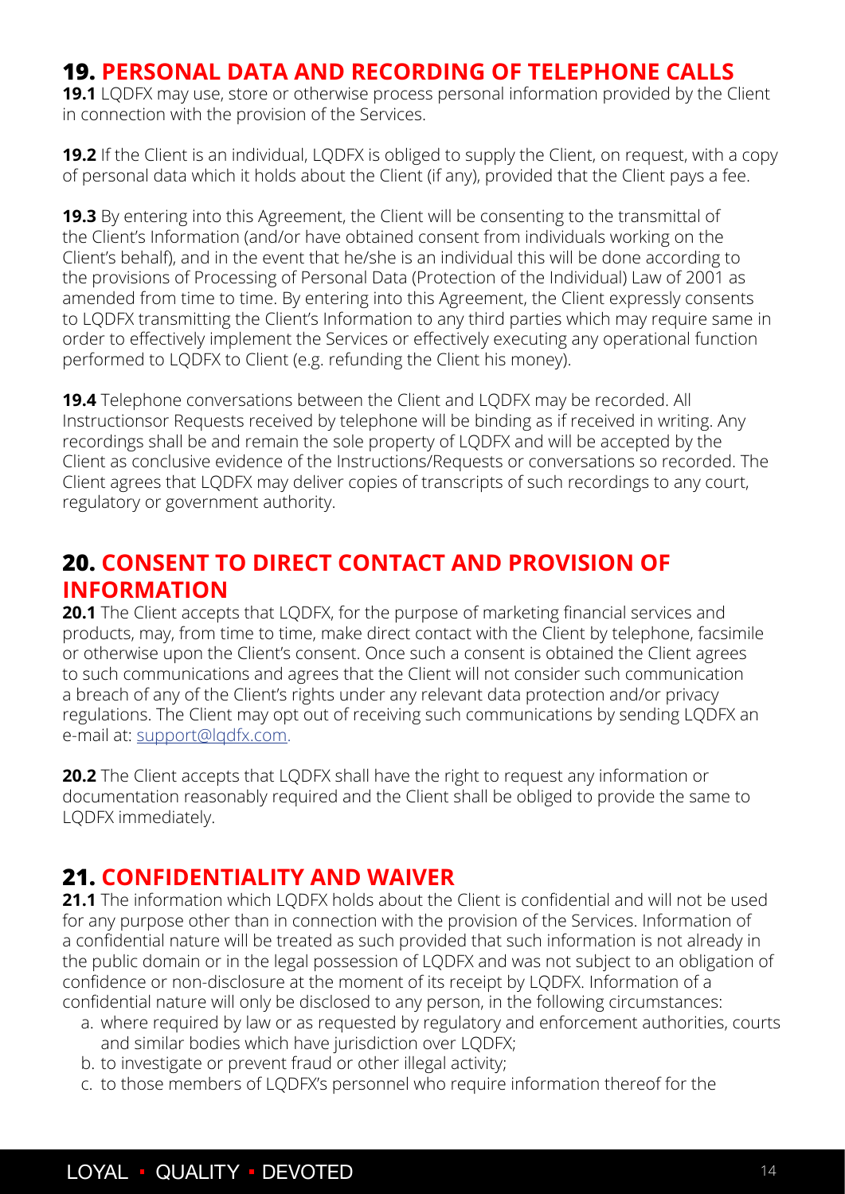## **19. PERSONAL DATA AND RECORDING OF TELEPHONE CALLS**

**19.1** LQDFX may use, store or otherwise process personal information provided by the Client in connection with the provision of the Services.

**19.2** If the Client is an individual, LQDFX is obliged to supply the Client, on request, with a copy of personal data which it holds about the Client (if any), provided that the Client pays a fee.

**19.3** By entering into this Agreement, the Client will be consenting to the transmittal of the Client's Information (and/or have obtained consent from individuals working on the Client's behalf), and in the event that he/she is an individual this will be done according to the provisions of Processing of Personal Data (Protection of the Individual) Law of 2001 as amended from time to time. By entering into this Agreement, the Client expressly consents to LQDFX transmitting the Client's Information to any third parties which may require same in order to effectively implement the Services or effectively executing any operational function performed to LQDFX to Client (e.g. refunding the Client his money).

**19.4** Telephone conversations between the Client and LQDFX may be recorded. All Instructionsor Requests received by telephone will be binding as if received in writing. Any recordings shall be and remain the sole property of LQDFX and will be accepted by the Client as conclusive evidence of the Instructions/Requests or conversations so recorded. The Client agrees that LQDFX may deliver copies of transcripts of such recordings to any court, regulatory or government authority.

## **20. CONSENT TO DIRECT CONTACT AND PROVISION OF INFORMATION**

**20.1** The Client accepts that LQDFX, for the purpose of marketing financial services and products, may, from time to time, make direct contact with the Client by telephone, facsimile or otherwise upon the Client's consent. Once such a consent is obtained the Client agrees to such communications and agrees that the Client will not consider such communication a breach of any of the Client's rights under any relevant data protection and/or privacy regulations. The Client may opt out of receiving such communications by sending LQDFX an e-mail at: support@lqdfx.com.

**20.2** The Client accepts that LQDFX shall have the right to request any information or documentation reasonably required and the Client shall be obliged to provide the same to LQDFX immediately.

## **21. CONFIDENTIALITY AND WAIVER**

**21.1** The information which LQDFX holds about the Client is confidential and will not be used for any purpose other than in connection with the provision of the Services. Information of a confidential nature will be treated as such provided that such information is not already in the public domain or in the legal possession of LQDFX and was not subject to an obligation of confidence or non-disclosure at the moment of its receipt by LQDFX. Information of a confidential nature will only be disclosed to any person, in the following circumstances:

a. where required by law or as requested by regulatory and enforcement authorities, courts and similar bodies which have jurisdiction over LQDFX;
b. to investigate or prevent fraud or other illegal activity;
c. to those members of LQDFX's personnel who require information thereof for the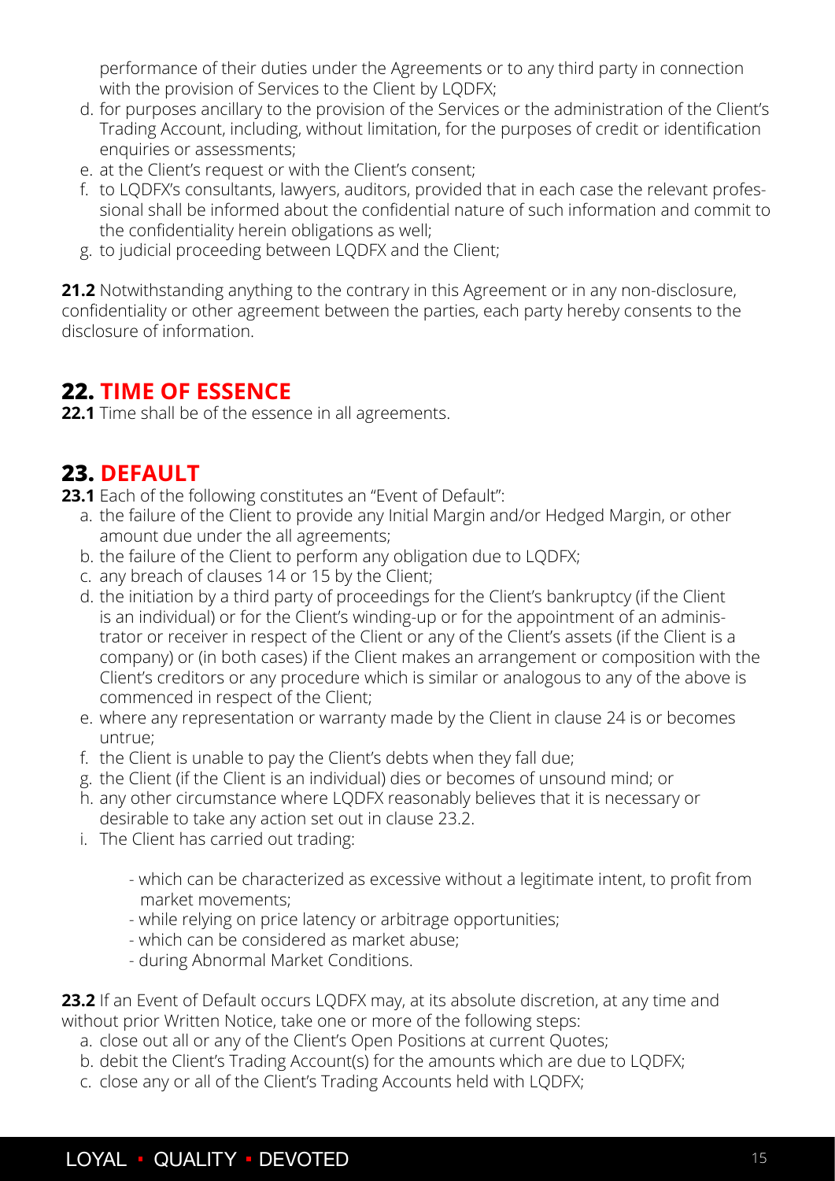performance of their duties under the Agreements or to any third party in connection with the provision of Services to the Client by LQDFX;

d. for purposes ancillary to the provision of the Services or the administration of the Client's Trading Account, including, without limitation, for the purposes of credit or identification enquiries or assessments;
e. at the Client's request or with the Client's consent;
f. to LQDFX's consultants, lawyers, auditors, provided that in each case the relevant professional shall be informed about the confidential nature of such information and commit to the confidentiality herein obligations as well;
g. to judicial proceeding between LQDFX and the Client;

**21.2** Notwithstanding anything to the contrary in this Agreement or in any non-disclosure, confidentiality or other agreement between the parties, each party hereby consents to the disclosure of information.

## 22. TIME OF ESSENCE

**22.1** Time shall be of the essence in all agreements.

## 23. DEFAULT

**23.1** Each of the following constitutes an "Event of Default":

a. the failure of the Client to provide any Initial Margin and/or Hedged Margin, or other amount due under the all agreements;
b. the failure of the Client to perform any obligation due to LQDFX;
c. any breach of clauses 14 or 15 by the Client;
d. the initiation by a third party of proceedings for the Client's bankruptcy (if the Client is an individual) or for the Client's winding-up or for the appointment of an administrator or receiver in respect of the Client or any of the Client's assets (if the Client is a company) or (in both cases) if the Client makes an arrangement or composition with the Client's creditors or any procedure which is similar or analogous to any of the above is commenced in respect of the Client;
e. where any representation or warranty made by the Client in clause 24 is or becomes untrue;
f. the Client is unable to pay the Client's debts when they fall due;
g. the Client (if the Client is an individual) dies or becomes of unsound mind; or
h. any other circumstance where LQDFX reasonably believes that it is necessary or desirable to take any action set out in clause 23.2.
i. The Client has carried out trading:
   - which can be characterized as excessive without a legitimate intent, to profit from market movements;
   - while relying on price latency or arbitrage opportunities;
   - which can be considered as market abuse;
   - during Abnormal Market Conditions.

**23.2** If an Event of Default occurs LQDFX may, at its absolute discretion, at any time and without prior Written Notice, take one or more of the following steps:

a. close out all or any of the Client's Open Positions at current Quotes;
b. debit the Client's Trading Account(s) for the amounts which are due to LQDFX;
c. close any or all of the Client's Trading Accounts held with LQDFX;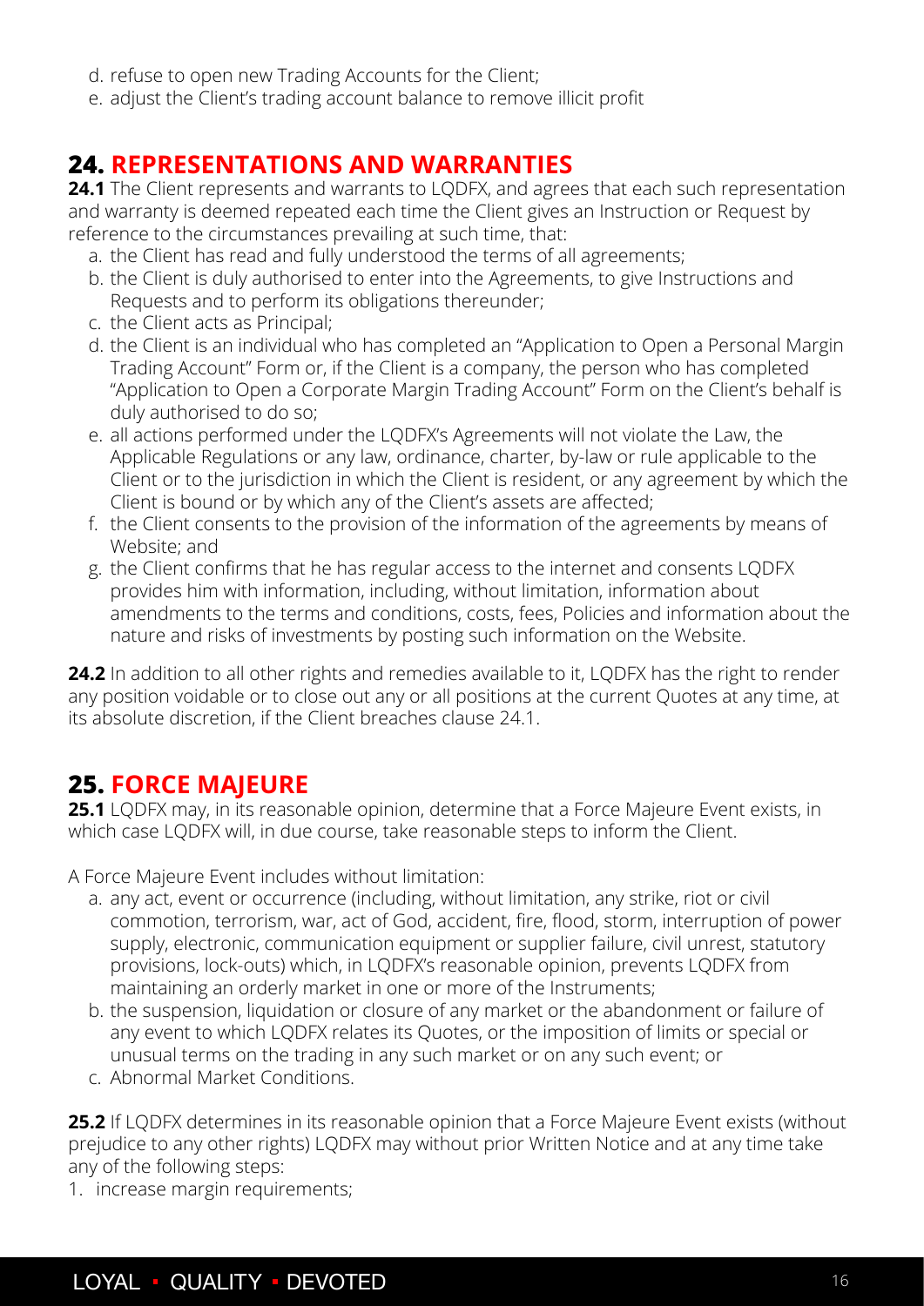d. refuse to open new Trading Accounts for the Client;
e. adjust the Client's trading account balance to remove illicit profit

## 24. REPRESENTATIONS AND WARRANTIES

**24.1** The Client represents and warrants to LQDFX, and agrees that each such representation and warranty is deemed repeated each time the Client gives an Instruction or Request by reference to the circumstances prevailing at such time, that:

a. the Client has read and fully understood the terms of all agreements;
b. the Client is duly authorised to enter into the Agreements, to give Instructions and Requests and to perform its obligations thereunder;
c. the Client acts as Principal;
d. the Client is an individual who has completed an "Application to Open a Personal Margin Trading Account" Form or, if the Client is a company, the person who has completed "Application to Open a Corporate Margin Trading Account" Form on the Client's behalf is duly authorised to do so;
e. all actions performed under the LQDFX's Agreements will not violate the Law, the Applicable Regulations or any law, ordinance, charter, by-law or rule applicable to the Client or to the jurisdiction in which the Client is resident, or any agreement by which the Client is bound or by which any of the Client's assets are affected;
f. the Client consents to the provision of the information of the agreements by means of Website; and
g. the Client confirms that he has regular access to the internet and consents LQDFX provides him with information, including, without limitation, information about amendments to the terms and conditions, costs, fees, Policies and information about the nature and risks of investments by posting such information on the Website.

**24.2** In addition to all other rights and remedies available to it, LQDFX has the right to render any position voidable or to close out any or all positions at the current Quotes at any time, at its absolute discretion, if the Client breaches clause 24.1.

## 25. FORCE MAJEURE

**25.1** LQDFX may, in its reasonable opinion, determine that a Force Majeure Event exists, in which case LQDFX will, in due course, take reasonable steps to inform the Client.

A Force Majeure Event includes without limitation:

a. any act, event or occurrence (including, without limitation, any strike, riot or civil commotion, terrorism, war, act of God, accident, fire, flood, storm, interruption of power supply, electronic, communication equipment or supplier failure, civil unrest, statutory provisions, lock-outs) which, in LQDFX's reasonable opinion, prevents LQDFX from maintaining an orderly market in one or more of the Instruments;
b. the suspension, liquidation or closure of any market or the abandonment or failure of any event to which LQDFX relates its Quotes, or the imposition of limits or special or unusual terms on the trading in any such market or on any such event; or
c. Abnormal Market Conditions.

**25.2** If LQDFX determines in its reasonable opinion that a Force Majeure Event exists (without prejudice to any other rights) LQDFX may without prior Written Notice and at any time take any of the following steps:

1. increase margin requirements;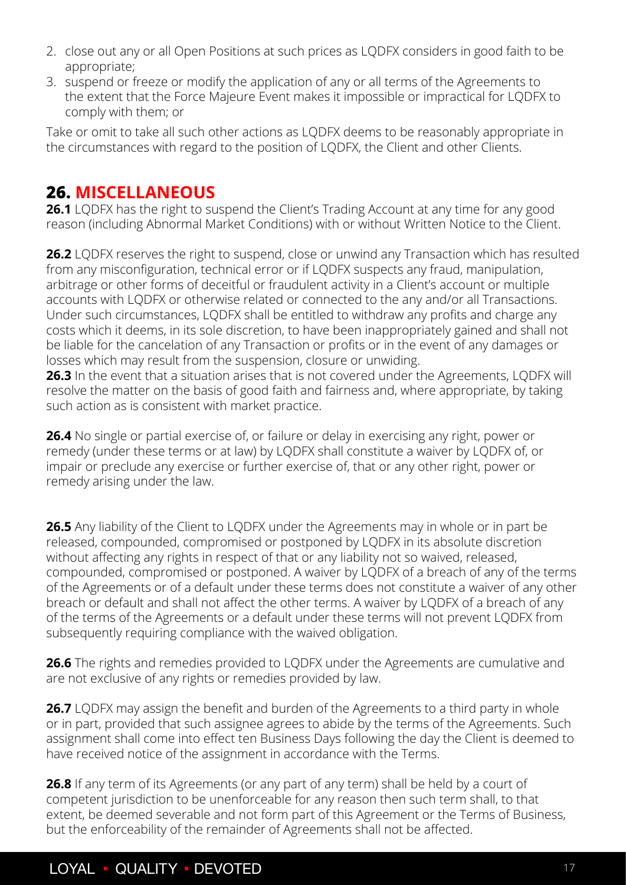2. close out any or all Open Positions at such prices as LQDFX considers in good faith to be appropriate;
3. suspend or freeze or modify the application of any or all terms of the Agreements to the extent that the Force Majeure Event makes it impossible or impractical for LQDFX to comply with them; or

Take or omit to take all such other actions as LQDFX deems to be reasonably appropriate in the circumstances with regard to the position of LQDFX, the Client and other Clients.

## 26. MISCELLANEOUS

**26.1** LQDFX has the right to suspend the Client's Trading Account at any time for any good reason (including Abnormal Market Conditions) with or without Written Notice to the Client.

**26.2** LQDFX reserves the right to suspend, close or unwind any Transaction which has resulted from any misconfiguration, technical error or if LQDFX suspects any fraud, manipulation, arbitrage or other forms of deceitful or fraudulent activity in a Client's account or multiple accounts with LQDFX or otherwise related or connected to the any and/or all Transactions. Under such circumstances, LQDFX shall be entitled to withdraw any profits and charge any costs which it deems, in its sole discretion, to have been inappropriately gained and shall not be liable for the cancelation of any Transaction or profits or in the event of any damages or losses which may result from the suspension, closure or unwiding.

**26.3** In the event that a situation arises that is not covered under the Agreements, LQDFX will resolve the matter on the basis of good faith and fairness and, where appropriate, by taking such action as is consistent with market practice.

**26.4** No single or partial exercise of, or failure or delay in exercising any right, power or remedy (under these terms or at law) by LQDFX shall constitute a waiver by LQDFX of, or impair or preclude any exercise or further exercise of, that or any other right, power or remedy arising under the law.

**26.5** Any liability of the Client to LQDFX under the Agreements may in whole or in part be released, compounded, compromised or postponed by LQDFX in its absolute discretion without affecting any rights in respect of that or any liability not so waived, released, compounded, compromised or postponed. A waiver by LQDFX of a breach of any of the terms of the Agreements or of a default under these terms does not constitute a waiver of any other breach or default and shall not affect the other terms. A waiver by LQDFX of a breach of any of the terms of the Agreements or a default under these terms will not prevent LQDFX from subsequently requiring compliance with the waived obligation.

**26.6** The rights and remedies provided to LQDFX under the Agreements are cumulative and are not exclusive of any rights or remedies provided by law.

**26.7** LQDFX may assign the benefit and burden of the Agreements to a third party in whole or in part, provided that such assignee agrees to abide by the terms of the Agreements. Such assignment shall come into effect ten Business Days following the day the Client is deemed to have received notice of the assignment in accordance with the Terms.

**26.8** If any term of its Agreements (or any part of any term) shall be held by a court of competent jurisdiction to be unenforceable for any reason then such term shall, to that extent, be deemed severable and not form part of this Agreement or the Terms of Business, but the enforceability of the remainder of Agreements shall not be affected.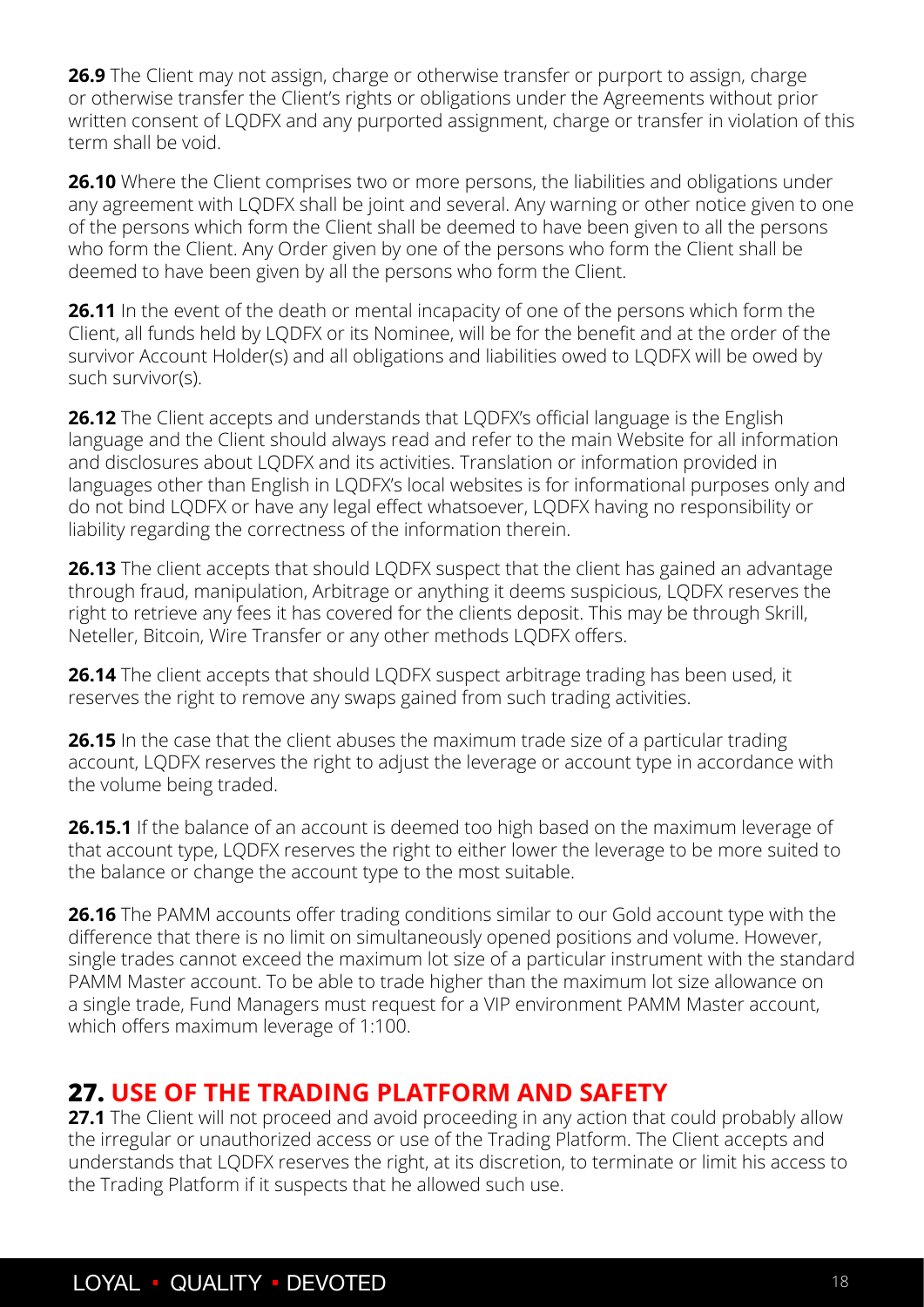**26.9** The Client may not assign, charge or otherwise transfer or purport to assign, charge or otherwise transfer the Client's rights or obligations under the Agreements without prior written consent of LQDFX and any purported assignment, charge or transfer in violation of this term shall be void.

**26.10** Where the Client comprises two or more persons, the liabilities and obligations under any agreement with LQDFX shall be joint and several. Any warning or other notice given to one of the persons which form the Client shall be deemed to have been given to all the persons who form the Client. Any Order given by one of the persons who form the Client shall be deemed to have been given by all the persons who form the Client.

**26.11** In the event of the death or mental incapacity of one of the persons which form the Client, all funds held by LQDFX or its Nominee, will be for the benefit and at the order of the survivor Account Holder(s) and all obligations and liabilities owed to LQDFX will be owed by such survivor(s).

**26.12** The Client accepts and understands that LQDFX's official language is the English language and the Client should always read and refer to the main Website for all information and disclosures about LQDFX and its activities. Translation or information provided in languages other than English in LQDFX's local websites is for informational purposes only and do not bind LQDFX or have any legal effect whatsoever, LQDFX having no responsibility or liability regarding the correctness of the information therein.

**26.13** The client accepts that should LQDFX suspect that the client has gained an advantage through fraud, manipulation, Arbitrage or anything it deems suspicious, LQDFX reserves the right to retrieve any fees it has covered for the clients deposit. This may be through Skrill, Neteller, Bitcoin, Wire Transfer or any other methods LQDFX offers.

**26.14** The client accepts that should LQDFX suspect arbitrage trading has been used, it reserves the right to remove any swaps gained from such trading activities.

**26.15** In the case that the client abuses the maximum trade size of a particular trading account, LQDFX reserves the right to adjust the leverage or account type in accordance with the volume being traded.

**26.15.1** If the balance of an account is deemed too high based on the maximum leverage of that account type, LQDFX reserves the right to either lower the leverage to be more suited to the balance or change the account type to the most suitable.

**26.16** The PAMM accounts offer trading conditions similar to our Gold account type with the difference that there is no limit on simultaneously opened positions and volume. However, single trades cannot exceed the maximum lot size of a particular instrument with the standard PAMM Master account. To be able to trade higher than the maximum lot size allowance on a single trade, Fund Managers must request for a VIP environment PAMM Master account, which offers maximum leverage of 1:100.

## 27. USE OF THE TRADING PLATFORM AND SAFETY

**27.1** The Client will not proceed and avoid proceeding in any action that could probably allow the irregular or unauthorized access or use of the Trading Platform. The Client accepts and understands that LQDFX reserves the right, at its discretion, to terminate or limit his access to the Trading Platform if it suspects that he allowed such use.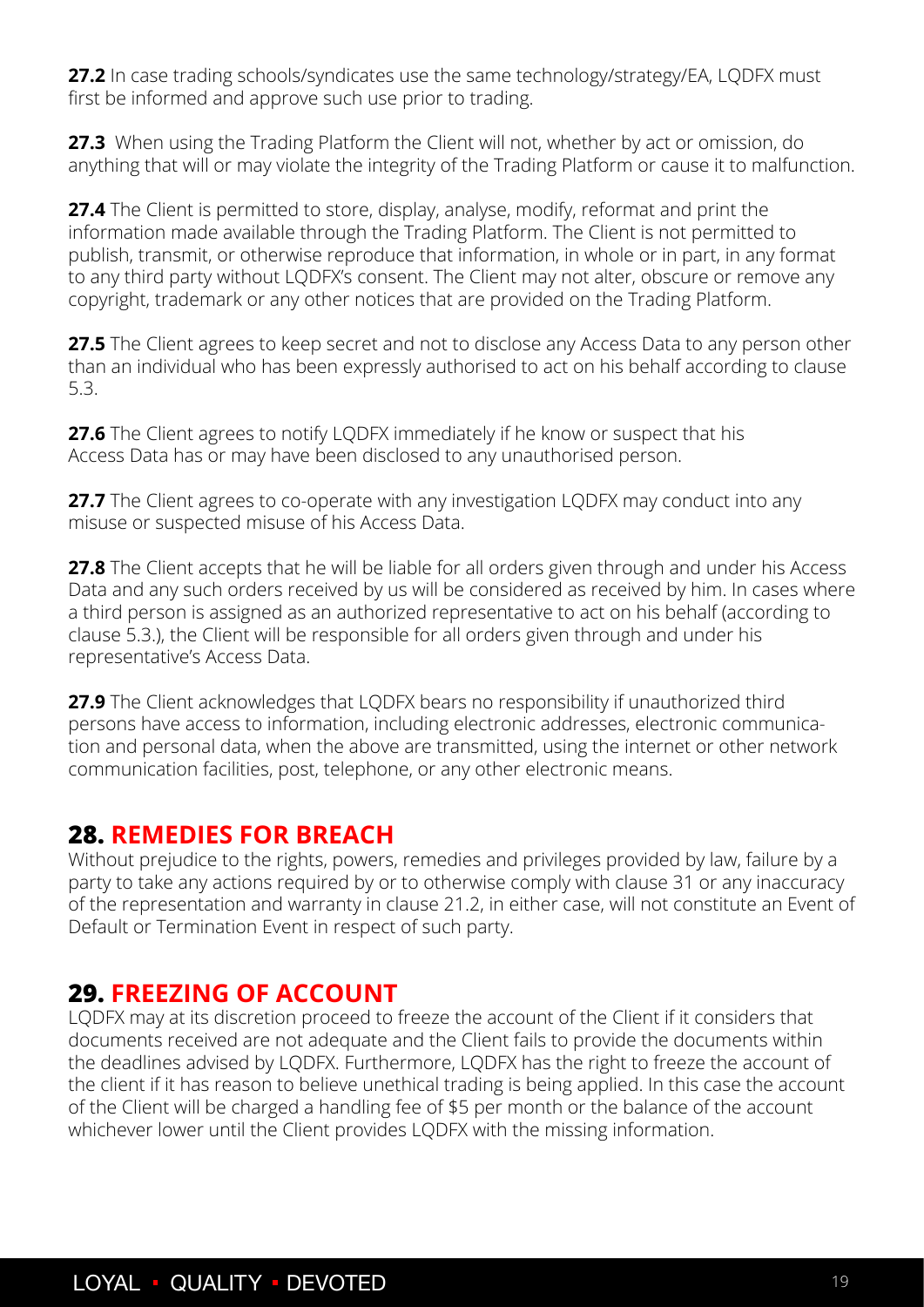**27.2** In case trading schools/syndicates use the same technology/strategy/EA, LQDFX must first be informed and approve such use prior to trading.

**27.3** When using the Trading Platform the Client will not, whether by act or omission, do anything that will or may violate the integrity of the Trading Platform or cause it to malfunction.

**27.4** The Client is permitted to store, display, analyse, modify, reformat and print the information made available through the Trading Platform. The Client is not permitted to publish, transmit, or otherwise reproduce that information, in whole or in part, in any format to any third party without LQDFX's consent. The Client may not alter, obscure or remove any copyright, trademark or any other notices that are provided on the Trading Platform.

**27.5** The Client agrees to keep secret and not to disclose any Access Data to any person other than an individual who has been expressly authorised to act on his behalf according to clause 5.3.

**27.6** The Client agrees to notify LQDFX immediately if he know or suspect that his Access Data has or may have been disclosed to any unauthorised person.

**27.7** The Client agrees to co-operate with any investigation LQDFX may conduct into any misuse or suspected misuse of his Access Data.

**27.8** The Client accepts that he will be liable for all orders given through and under his Access Data and any such orders received by us will be considered as received by him. In cases where a third person is assigned as an authorized representative to act on his behalf (according to clause 5.3.), the Client will be responsible for all orders given through and under his representative's Access Data.

**27.9** The Client acknowledges that LQDFX bears no responsibility if unauthorized third persons have access to information, including electronic addresses, electronic communication and personal data, when the above are transmitted, using the internet or other network communication facilities, post, telephone, or any other electronic means.

## 28. REMEDIES FOR BREACH

Without prejudice to the rights, powers, remedies and privileges provided by law, failure by a party to take any actions required by or to otherwise comply with clause 31 or any inaccuracy of the representation and warranty in clause 21.2, in either case, will not constitute an Event of Default or Termination Event in respect of such party.

## 29. FREEZING OF ACCOUNT

LQDFX may at its discretion proceed to freeze the account of the Client if it considers that documents received are not adequate and the Client fails to provide the documents within the deadlines advised by LQDFX. Furthermore, LQDFX has the right to freeze the account of the client if it has reason to believe unethical trading is being applied. In this case the account of the Client will be charged a handling fee of $5 per month or the balance of the account whichever lower until the Client provides LQDFX with the missing information.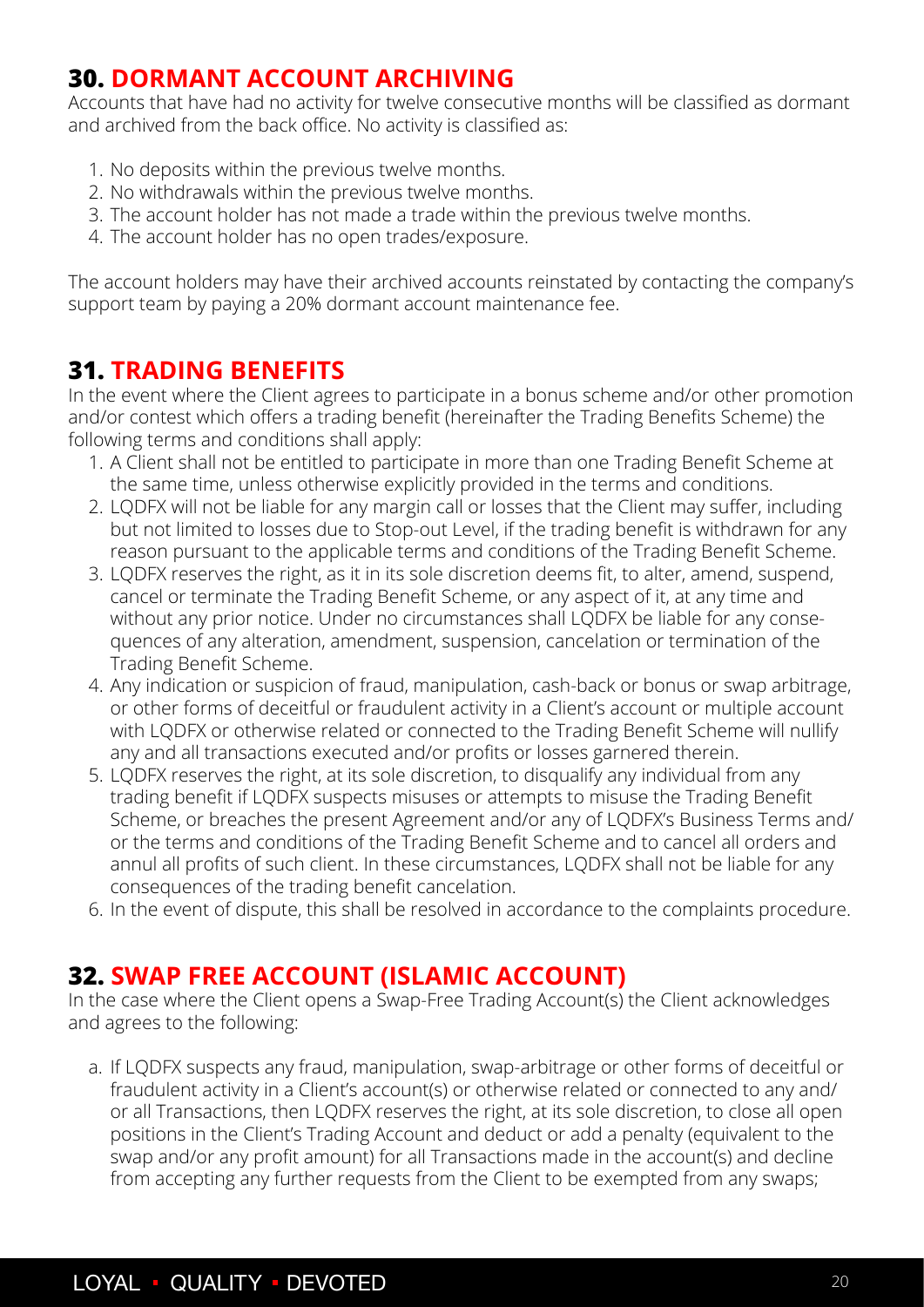## 30. DORMANT ACCOUNT ARCHIVING

Accounts that have had no activity for twelve consecutive months will be classified as dormant and archived from the back office. No activity is classified as:

1. No deposits within the previous twelve months.
2. No withdrawals within the previous twelve months.
3. The account holder has not made a trade within the previous twelve months.
4. The account holder has no open trades/exposure.

The account holders may have their archived accounts reinstated by contacting the company's support team by paying a 20% dormant account maintenance fee.

## 31. TRADING BENEFITS

In the event where the Client agrees to participate in a bonus scheme and/or other promotion and/or contest which offers a trading benefit (hereinafter the Trading Benefits Scheme) the following terms and conditions shall apply:

1. A Client shall not be entitled to participate in more than one Trading Benefit Scheme at the same time, unless otherwise explicitly provided in the terms and conditions.
2. LQDFX will not be liable for any margin call or losses that the Client may suffer, including but not limited to losses due to Stop-out Level, if the trading benefit is withdrawn for any reason pursuant to the applicable terms and conditions of the Trading Benefit Scheme.
3. LQDFX reserves the right, as it in its sole discretion deems fit, to alter, amend, suspend, cancel or terminate the Trading Benefit Scheme, or any aspect of it, at any time and without any prior notice. Under no circumstances shall LQDFX be liable for any consequences of any alteration, amendment, suspension, cancelation or termination of the Trading Benefit Scheme.
4. Any indication or suspicion of fraud, manipulation, cash-back or bonus or swap arbitrage, or other forms of deceitful or fraudulent activity in a Client's account or multiple account with LQDFX or otherwise related or connected to the Trading Benefit Scheme will nullify any and all transactions executed and/or profits or losses garnered therein.
5. LQDFX reserves the right, at its sole discretion, to disqualify any individual from any trading benefit if LQDFX suspects misuses or attempts to misuse the Trading Benefit Scheme, or breaches the present Agreement and/or any of LQDFX's Business Terms and/or the terms and conditions of the Trading Benefit Scheme and to cancel all orders and annul all profits of such client. In these circumstances, LQDFX shall not be liable for any consequences of the trading benefit cancelation.
6. In the event of dispute, this shall be resolved in accordance to the complaints procedure.

## 32. SWAP FREE ACCOUNT (ISLAMIC ACCOUNT)

In the case where the Client opens a Swap-Free Trading Account(s) the Client acknowledges and agrees to the following:

a. If LQDFX suspects any fraud, manipulation, swap-arbitrage or other forms of deceitful or fraudulent activity in a Client's account(s) or otherwise related or connected to any and/or all Transactions, then LQDFX reserves the right, at its sole discretion, to close all open positions in the Client's Trading Account and deduct or add a penalty (equivalent to the swap and/or any profit amount) for all Transactions made in the account(s) and decline from accepting any further requests from the Client to be exempted from any swaps;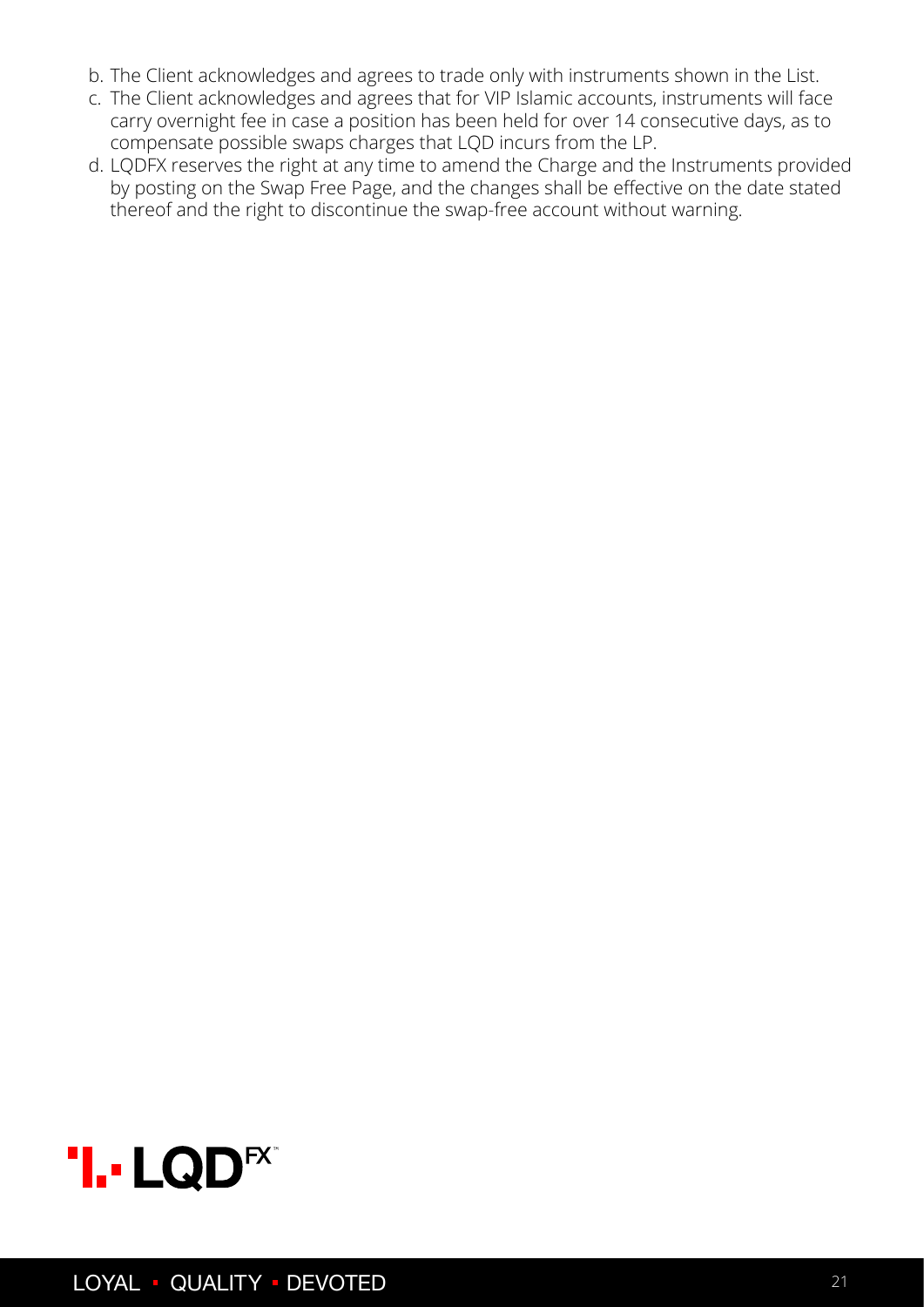b. The Client acknowledges and agrees to trade only with instruments shown in the List.
c. The Client acknowledges and agrees that for VIP Islamic accounts, instruments will face carry overnight fee in case a position has been held for over 14 consecutive days, as to compensate possible swaps charges that LQD incurs from the LP.
d. LQDFX reserves the right at any time to amend the Charge and the Instruments provided by posting on the Swap Free Page, and the changes shall be effective on the date stated thereof and the right to discontinue the swap-free account without warning.